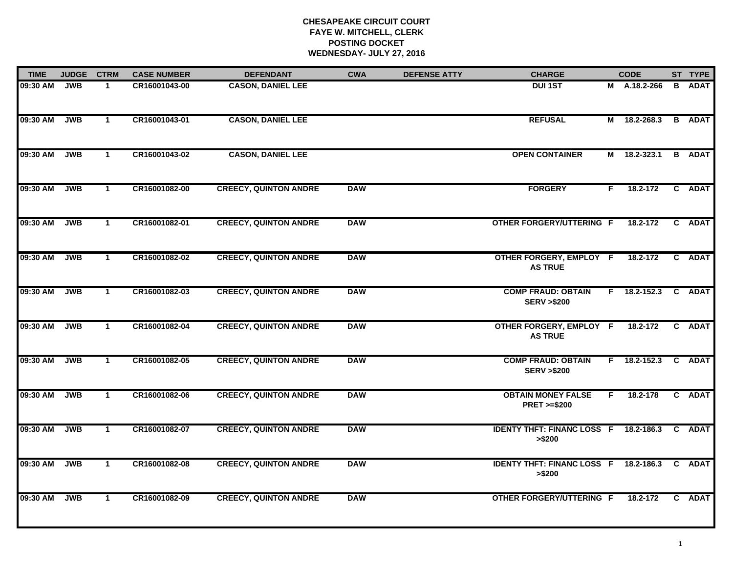**CHESAPEAKE CIRCUIT COURT**
**FAYE W. MITCHELL, CLERK**
**POSTING DOCKET**
**WEDNESDAY- JULY 27, 2016**

| TIME | JUDGE | CTRM | CASE NUMBER | DEFENDANT | CWA | DEFENSE ATTY | CHARGE | | CODE | ST | TYPE |
|---|---|---|---|---|---|---|---|---|---|---|---|
| 09:30 AM | JWB | 1 | CR16001043-00 | CASON, DANIEL LEE | | | DUI 1ST | M | A.18.2-266 | B | ADAT |
| 09:30 AM | JWB | 1 | CR16001043-01 | CASON, DANIEL LEE | | | REFUSAL | M | 18.2-268.3 | B | ADAT |
| 09:30 AM | JWB | 1 | CR16001043-02 | CASON, DANIEL LEE | | | OPEN CONTAINER | M | 18.2-323.1 | B | ADAT |
| 09:30 AM | JWB | 1 | CR16001082-00 | CREECY, QUINTON ANDRE | DAW | | FORGERY | F | 18.2-172 | C | ADAT |
| 09:30 AM | JWB | 1 | CR16001082-01 | CREECY, QUINTON ANDRE | DAW | | OTHER FORGERY/UTTERING | F | 18.2-172 | C | ADAT |
| 09:30 AM | JWB | 1 | CR16001082-02 | CREECY, QUINTON ANDRE | DAW | | OTHER FORGERY, EMPLOY AS TRUE | F | 18.2-172 | C | ADAT |
| 09:30 AM | JWB | 1 | CR16001082-03 | CREECY, QUINTON ANDRE | DAW | | COMP FRAUD: OBTAIN SERV >$200 | F | 18.2-152.3 | C | ADAT |
| 09:30 AM | JWB | 1 | CR16001082-04 | CREECY, QUINTON ANDRE | DAW | | OTHER FORGERY, EMPLOY AS TRUE | F | 18.2-172 | C | ADAT |
| 09:30 AM | JWB | 1 | CR16001082-05 | CREECY, QUINTON ANDRE | DAW | | COMP FRAUD: OBTAIN SERV >$200 | F | 18.2-152.3 | C | ADAT |
| 09:30 AM | JWB | 1 | CR16001082-06 | CREECY, QUINTON ANDRE | DAW | | OBTAIN MONEY FALSE PRET >=$200 | F | 18.2-178 | C | ADAT |
| 09:30 AM | JWB | 1 | CR16001082-07 | CREECY, QUINTON ANDRE | DAW | | IDENTY THFT: FINANC LOSS >$200 | F | 18.2-186.3 | C | ADAT |
| 09:30 AM | JWB | 1 | CR16001082-08 | CREECY, QUINTON ANDRE | DAW | | IDENTY THFT: FINANC LOSS >$200 | F | 18.2-186.3 | C | ADAT |
| 09:30 AM | JWB | 1 | CR16001082-09 | CREECY, QUINTON ANDRE | DAW | | OTHER FORGERY/UTTERING | F | 18.2-172 | C | ADAT |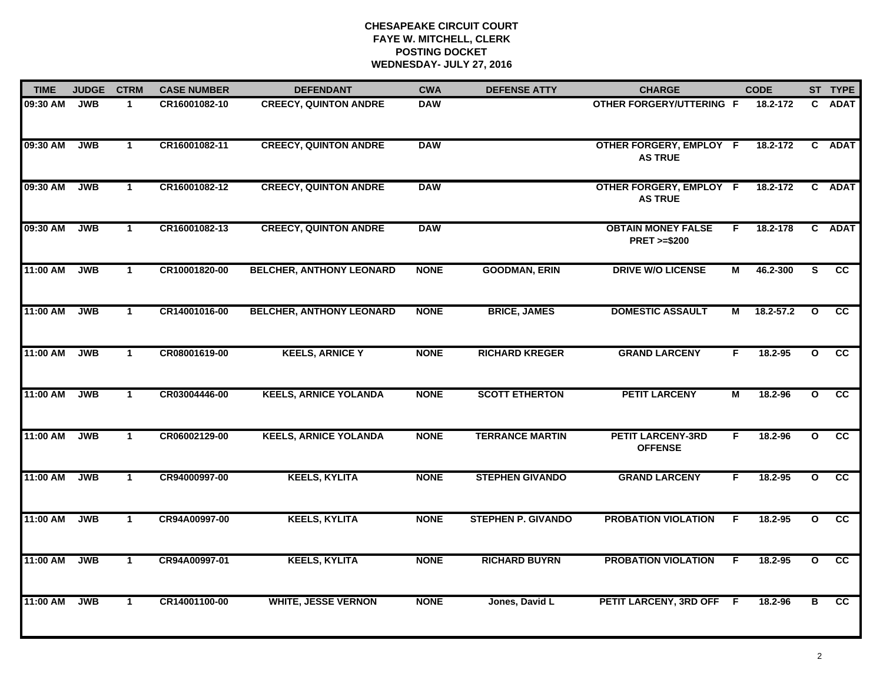**CHESAPEAKE CIRCUIT COURT**
**FAYE W. MITCHELL, CLERK**
**POSTING DOCKET**
**WEDNESDAY- JULY 27, 2016**

| TIME | JUDGE | CTRM | CASE NUMBER | DEFENDANT | CWA | DEFENSE ATTY | CHARGE | | CODE | ST | TYPE |
|---|---|---|---|---|---|---|---|---|---|---|---|
| 09:30 AM | JWB | 1 | CR16001082-10 | CREECY, QUINTON ANDRE | DAW | | OTHER FORGERY/UTTERING | F | 18.2-172 | C | ADAT |
| 09:30 AM | JWB | 1 | CR16001082-11 | CREECY, QUINTON ANDRE | DAW | | OTHER FORGERY, EMPLOY AS TRUE | F | 18.2-172 | C | ADAT |
| 09:30 AM | JWB | 1 | CR16001082-12 | CREECY, QUINTON ANDRE | DAW | | OTHER FORGERY, EMPLOY AS TRUE | F | 18.2-172 | C | ADAT |
| 09:30 AM | JWB | 1 | CR16001082-13 | CREECY, QUINTON ANDRE | DAW | | OBTAIN MONEY FALSE PRET >=$200 | F | 18.2-178 | C | ADAT |
| 11:00 AM | JWB | 1 | CR10001820-00 | BELCHER, ANTHONY LEONARD | NONE | GOODMAN, ERIN | DRIVE W/O LICENSE | M | 46.2-300 | S | CC |
| 11:00 AM | JWB | 1 | CR14001016-00 | BELCHER, ANTHONY LEONARD | NONE | BRICE, JAMES | DOMESTIC ASSAULT | M | 18.2-57.2 | O | CC |
| 11:00 AM | JWB | 1 | CR08001619-00 | KEELS, ARNICE Y | NONE | RICHARD KREGER | GRAND LARCENY | F | 18.2-95 | O | CC |
| 11:00 AM | JWB | 1 | CR03004446-00 | KEELS, ARNICE YOLANDA | NONE | SCOTT ETHERTON | PETIT LARCENY | M | 18.2-96 | O | CC |
| 11:00 AM | JWB | 1 | CR06002129-00 | KEELS, ARNICE YOLANDA | NONE | TERRANCE MARTIN | PETIT LARCENY-3RD OFFENSE | F | 18.2-96 | O | CC |
| 11:00 AM | JWB | 1 | CR94000997-00 | KEELS, KYLITA | NONE | STEPHEN GIVANDO | GRAND LARCENY | F | 18.2-95 | O | CC |
| 11:00 AM | JWB | 1 | CR94A00997-00 | KEELS, KYLITA | NONE | STEPHEN P. GIVANDO | PROBATION VIOLATION | F | 18.2-95 | O | CC |
| 11:00 AM | JWB | 1 | CR94A00997-01 | KEELS, KYLITA | NONE | RICHARD BUYRN | PROBATION VIOLATION | F | 18.2-95 | O | CC |
| 11:00 AM | JWB | 1 | CR14001100-00 | WHITE, JESSE VERNON | NONE | Jones, David L | PETIT LARCENY, 3RD OFF | F | 18.2-96 | B | CC |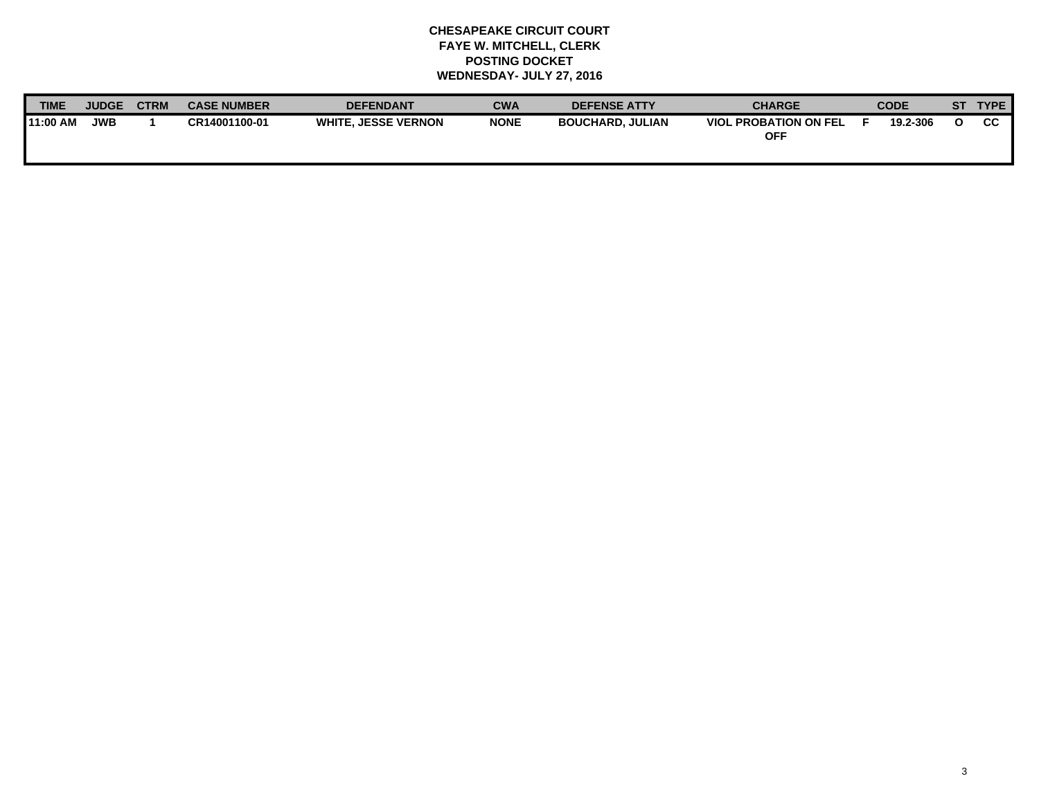**CHESAPEAKE CIRCUIT COURT**
**FAYE W. MITCHELL, CLERK**
**POSTING DOCKET**
**WEDNESDAY- JULY 27, 2016**

| TIME | JUDGE | CTRM | CASE NUMBER | DEFENDANT | CWA | DEFENSE ATTY | CHARGE | | CODE | ST | TYPE |
|---|---|---|---|---|---|---|---|---|---|---|---|
| 11:00 AM | JWB | 1 | CR14001100-01 | WHITE, JESSE VERNON | NONE | BOUCHARD, JULIAN | VIOL PROBATION ON FEL OFF | F | 19.2-306 | O | CC |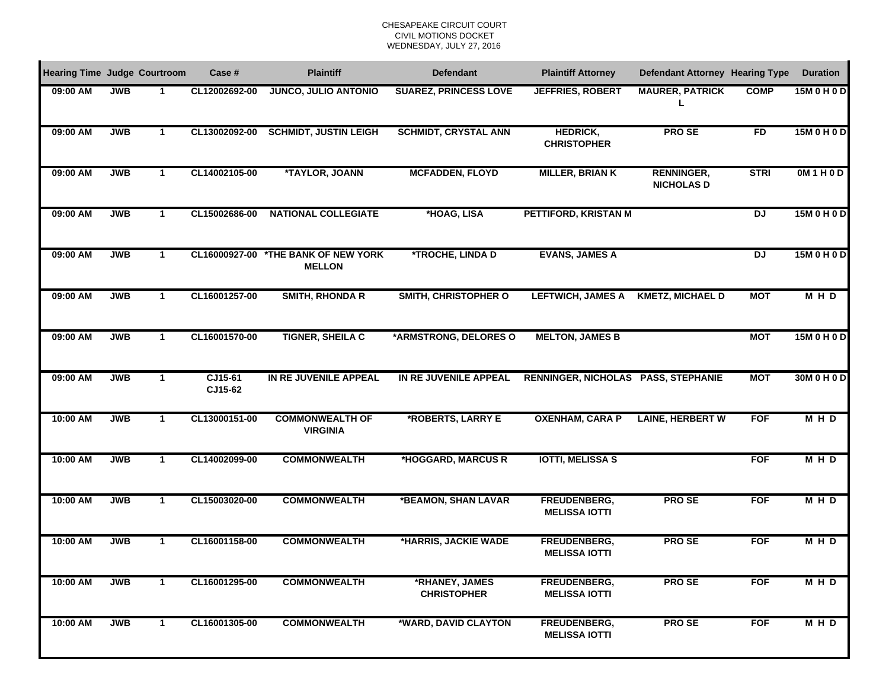CHESAPEAKE CIRCUIT COURT
CIVIL MOTIONS DOCKET
WEDNESDAY, JULY 27, 2016

| Hearing Time | Judge | Courtroom | Case # | Plaintiff | Defendant | Plaintiff Attorney | Defendant Attorney | Hearing Type | Duration |
|---|---|---|---|---|---|---|---|---|---|
| 09:00 AM | JWB | 1 | CL12002692-00 | JUNCO, JULIO ANTONIO | SUAREZ, PRINCESS LOVE | JEFFRIES, ROBERT | MAURER, PATRICK L | COMP | 15M 0 H 0 D |
| 09:00 AM | JWB | 1 | CL13002092-00 | SCHMIDT, JUSTIN LEIGH | SCHMIDT, CRYSTAL ANN | HEDRICK, CHRISTOPHER | PRO SE | FD | 15M 0 H 0 D |
| 09:00 AM | JWB | 1 | CL14002105-00 | *TAYLOR, JOANN | MCFADDEN, FLOYD | MILLER, BRIAN K | RENNINGER, NICHOLAS D | STRI | 0M 1 H 0 D |
| 09:00 AM | JWB | 1 | CL15002686-00 | NATIONAL COLLEGIATE | *HOAG, LISA | PETTIFORD, KRISTAN M | | DJ | 15M 0 H 0 D |
| 09:00 AM | JWB | 1 | CL16000927-00 | *THE BANK OF NEW YORK MELLON | *TROCHE, LINDA D | EVANS, JAMES A | | DJ | 15M 0 H 0 D |
| 09:00 AM | JWB | 1 | CL16001257-00 | SMITH, RHONDA R | SMITH, CHRISTOPHER O | LEFTWICH, JAMES A | KMETZ, MICHAEL D | MOT | M H D |
| 09:00 AM | JWB | 1 | CL16001570-00 | TIGNER, SHEILA C | *ARMSTRONG, DELORES O | MELTON, JAMES B | | MOT | 15M 0 H 0 D |
| 09:00 AM | JWB | 1 | CJ15-61 CJ15-62 | IN RE JUVENILE APPEAL | IN RE JUVENILE APPEAL | RENNINGER, NICHOLAS | PASS, STEPHANIE | MOT | 30M 0 H 0 D |
| 10:00 AM | JWB | 1 | CL13000151-00 | COMMONWEALTH OF VIRGINIA | *ROBERTS, LARRY E | OXENHAM, CARA P | LAINE, HERBERT W | FOF | M H D |
| 10:00 AM | JWB | 1 | CL14002099-00 | COMMONWEALTH | *HOGGARD, MARCUS R | IOTTI, MELISSA S | | FOF | M H D |
| 10:00 AM | JWB | 1 | CL15003020-00 | COMMONWEALTH | *BEAMON, SHAN LAVAR | FREUDENBERG, MELISSA IOTTI | PRO SE | FOF | M H D |
| 10:00 AM | JWB | 1 | CL16001158-00 | COMMONWEALTH | *HARRIS, JACKIE WADE | FREUDENBERG, MELISSA IOTTI | PRO SE | FOF | M H D |
| 10:00 AM | JWB | 1 | CL16001295-00 | COMMONWEALTH | *RHANEY, JAMES CHRISTOPHER | FREUDENBERG, MELISSA IOTTI | PRO SE | FOF | M H D |
| 10:00 AM | JWB | 1 | CL16001305-00 | COMMONWEALTH | *WARD, DAVID CLAYTON | FREUDENBERG, MELISSA IOTTI | PRO SE | FOF | M H D |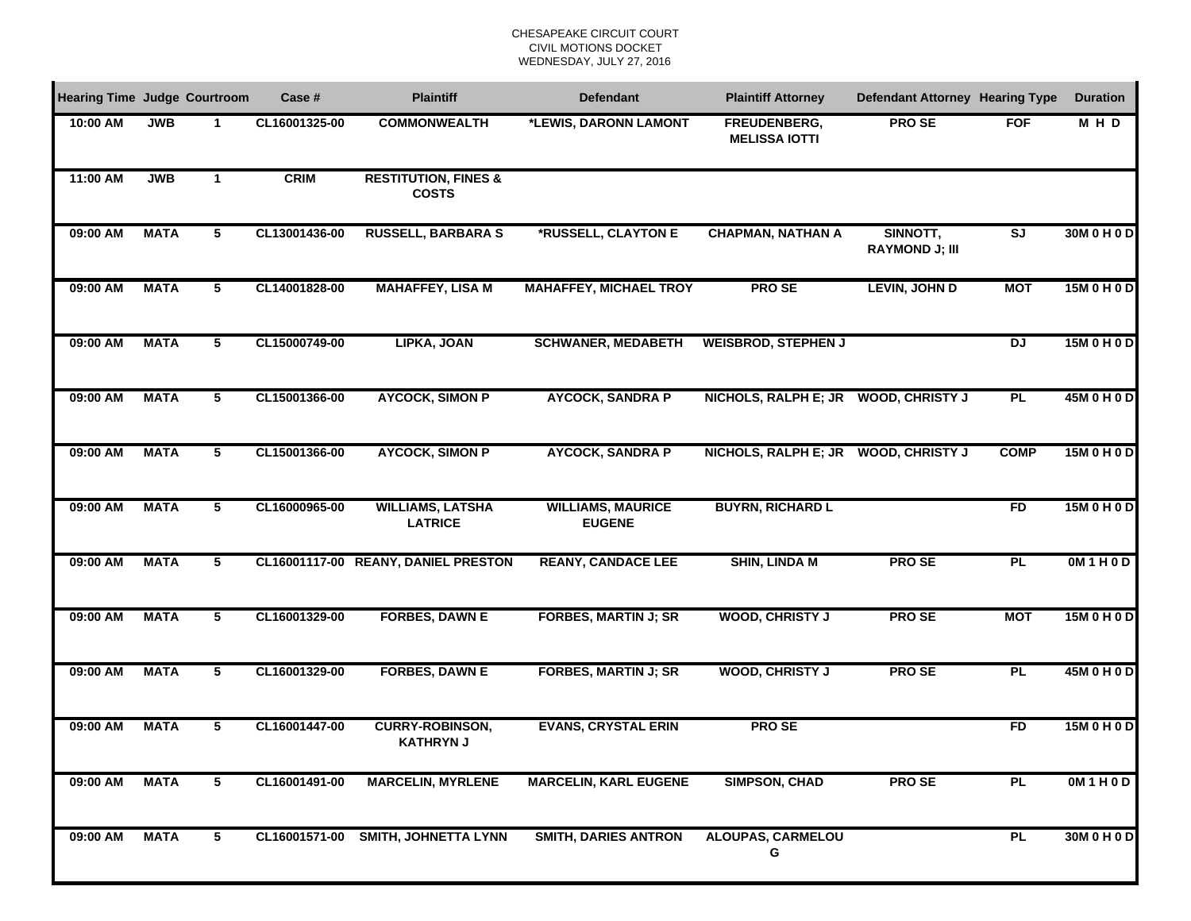CHESAPEAKE CIRCUIT COURT
CIVIL MOTIONS DOCKET
WEDNESDAY, JULY 27, 2016

| Hearing Time | Judge | Courtroom | Case # | Plaintiff | Defendant | Plaintiff Attorney | Defendant Attorney | Hearing Type | Duration |
|---|---|---|---|---|---|---|---|---|---|
| 10:00 AM | JWB | 1 | CL16001325-00 | COMMONWEALTH | *LEWIS, DARONN LAMONT | FREUDENBERG, MELISSA IOTTI | PRO SE | FOF | M H D |
| 11:00 AM | JWB | 1 | CRIM | RESTITUTION, FINES & COSTS | | | | | |
| 09:00 AM | MATA | 5 | CL13001436-00 | RUSSELL, BARBARA S | *RUSSELL, CLAYTON E | CHAPMAN, NATHAN A | SINNOTT, RAYMOND J; III | SJ | 30M 0 H 0 D |
| 09:00 AM | MATA | 5 | CL14001828-00 | MAHAFFEY, LISA M | MAHAFFEY, MICHAEL TROY | PRO SE | LEVIN, JOHN D | MOT | 15M 0 H 0 D |
| 09:00 AM | MATA | 5 | CL15000749-00 | LIPKA, JOAN | SCHWANER, MEDABETH | WEISBROD, STEPHEN J | | DJ | 15M 0 H 0 D |
| 09:00 AM | MATA | 5 | CL15001366-00 | AYCOCK, SIMON P | AYCOCK, SANDRA P | NICHOLS, RALPH E; JR | WOOD, CHRISTY J | PL | 45M 0 H 0 D |
| 09:00 AM | MATA | 5 | CL15001366-00 | AYCOCK, SIMON P | AYCOCK, SANDRA P | NICHOLS, RALPH E; JR | WOOD, CHRISTY J | COMP | 15M 0 H 0 D |
| 09:00 AM | MATA | 5 | CL16000965-00 | WILLIAMS, LATSHA LATRICE | WILLIAMS, MAURICE EUGENE | BUYRN, RICHARD L | | FD | 15M 0 H 0 D |
| 09:00 AM | MATA | 5 | CL16001117-00 | REANY, DANIEL PRESTON | REANY, CANDACE LEE | SHIN, LINDA M | PRO SE | PL | 0M 1 H 0 D |
| 09:00 AM | MATA | 5 | CL16001329-00 | FORBES, DAWN E | FORBES, MARTIN J; SR | WOOD, CHRISTY J | PRO SE | MOT | 15M 0 H 0 D |
| 09:00 AM | MATA | 5 | CL16001329-00 | FORBES, DAWN E | FORBES, MARTIN J; SR | WOOD, CHRISTY J | PRO SE | PL | 45M 0 H 0 D |
| 09:00 AM | MATA | 5 | CL16001447-00 | CURRY-ROBINSON, KATHRYN J | EVANS, CRYSTAL ERIN | PRO SE | | FD | 15M 0 H 0 D |
| 09:00 AM | MATA | 5 | CL16001491-00 | MARCELIN, MYRLENE | MARCELIN, KARL EUGENE | SIMPSON, CHAD | PRO SE | PL | 0M 1 H 0 D |
| 09:00 AM | MATA | 5 | CL16001571-00 | SMITH, JOHNETTA LYNN | SMITH, DARIES ANTRON | ALOUPAS, CARMELOU G | | PL | 30M 0 H 0 D |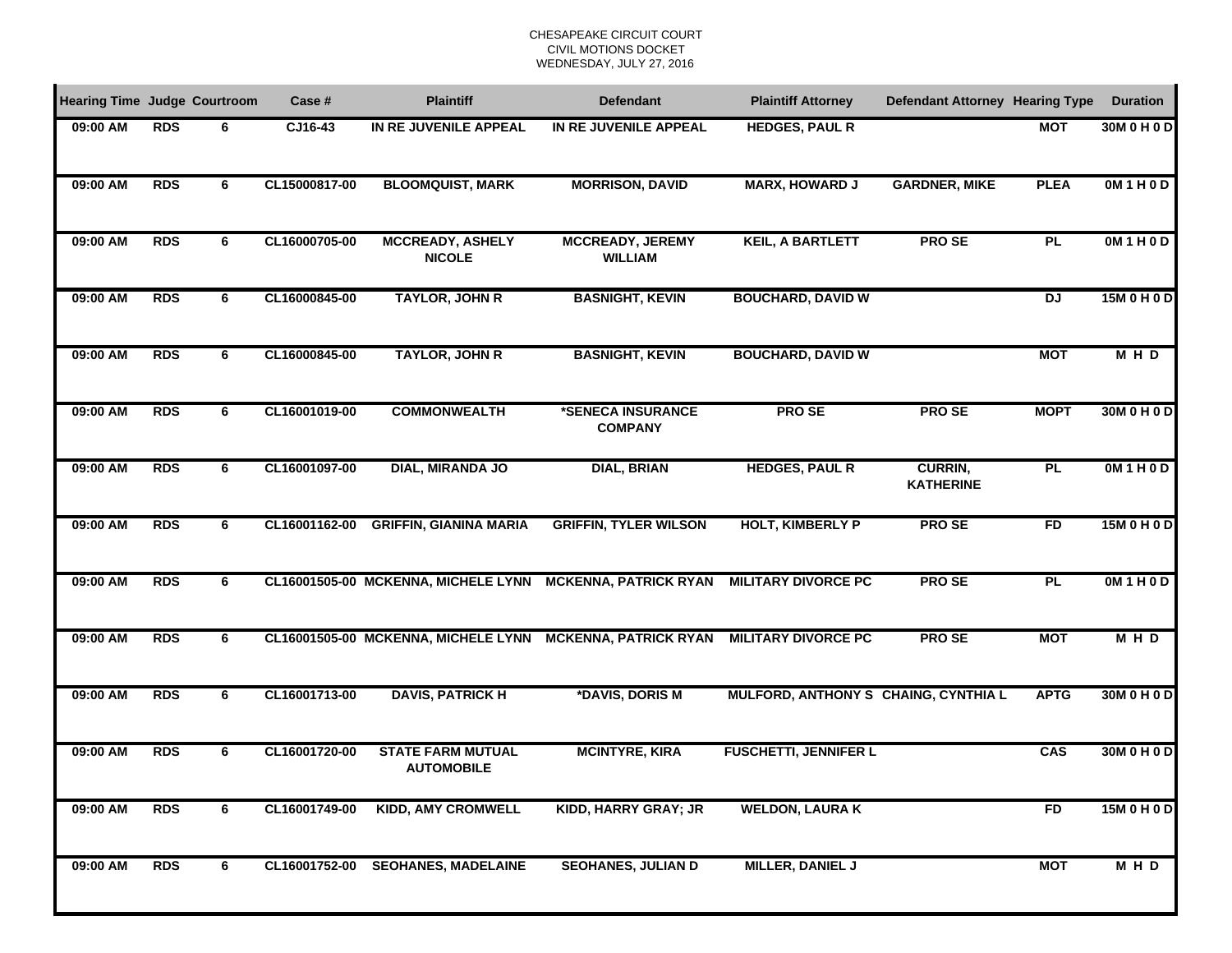CHESAPEAKE CIRCUIT COURT
CIVIL MOTIONS DOCKET
WEDNESDAY, JULY 27, 2016

| Hearing Time | Judge | Courtroom | Case # | Plaintiff | Defendant | Plaintiff Attorney | Defendant Attorney | Hearing Type | Duration |
|---|---|---|---|---|---|---|---|---|---|
| 09:00 AM | RDS | 6 | CJ16-43 | IN RE JUVENILE APPEAL | IN RE JUVENILE APPEAL | HEDGES, PAUL R | | MOT | 30M 0 H 0 D |
| 09:00 AM | RDS | 6 | CL15000817-00 | BLOOMQUIST, MARK | MORRISON, DAVID | MARX, HOWARD J | GARDNER, MIKE | PLEA | 0M 1 H 0 D |
| 09:00 AM | RDS | 6 | CL16000705-00 | MCCREADY, ASHELY NICOLE | MCCREADY, JEREMY WILLIAM | KEIL, A BARTLETT | PRO SE | PL | 0M 1 H 0 D |
| 09:00 AM | RDS | 6 | CL16000845-00 | TAYLOR, JOHN R | BASNIGHT, KEVIN | BOUCHARD, DAVID W | | DJ | 15M 0 H 0 D |
| 09:00 AM | RDS | 6 | CL16000845-00 | TAYLOR, JOHN R | BASNIGHT, KEVIN | BOUCHARD, DAVID W | | MOT | M H D |
| 09:00 AM | RDS | 6 | CL16001019-00 | COMMONWEALTH | *SENECA INSURANCE COMPANY | PRO SE | PRO SE | MOPT | 30M 0 H 0 D |
| 09:00 AM | RDS | 6 | CL16001097-00 | DIAL, MIRANDA JO | DIAL, BRIAN | HEDGES, PAUL R | CURRIN, KATHERINE | PL | 0M 1 H 0 D |
| 09:00 AM | RDS | 6 | CL16001162-00 | GRIFFIN, GIANINA MARIA | GRIFFIN, TYLER WILSON | HOLT, KIMBERLY P | PRO SE | FD | 15M 0 H 0 D |
| 09:00 AM | RDS | 6 | CL16001505-00 | MCKENNA, MICHELE LYNN | MCKENNA, PATRICK RYAN | MILITARY DIVORCE PC | PRO SE | PL | 0M 1 H 0 D |
| 09:00 AM | RDS | 6 | CL16001505-00 | MCKENNA, MICHELE LYNN | MCKENNA, PATRICK RYAN | MILITARY DIVORCE PC | PRO SE | MOT | M H D |
| 09:00 AM | RDS | 6 | CL16001713-00 | DAVIS, PATRICK H | *DAVIS, DORIS M | MULFORD, ANTHONY S | CHAING, CYNTHIA L | APTG | 30M 0 H 0 D |
| 09:00 AM | RDS | 6 | CL16001720-00 | STATE FARM MUTUAL AUTOMOBILE | MCINTYRE, KIRA | FUSCHETTI, JENNIFER L | | CAS | 30M 0 H 0 D |
| 09:00 AM | RDS | 6 | CL16001749-00 | KIDD, AMY CROMWELL | KIDD, HARRY GRAY; JR | WELDON, LAURA K | | FD | 15M 0 H 0 D |
| 09:00 AM | RDS | 6 | CL16001752-00 | SEOHANES, MADELAINE | SEOHANES, JULIAN D | MILLER, DANIEL J | | MOT | M H D |